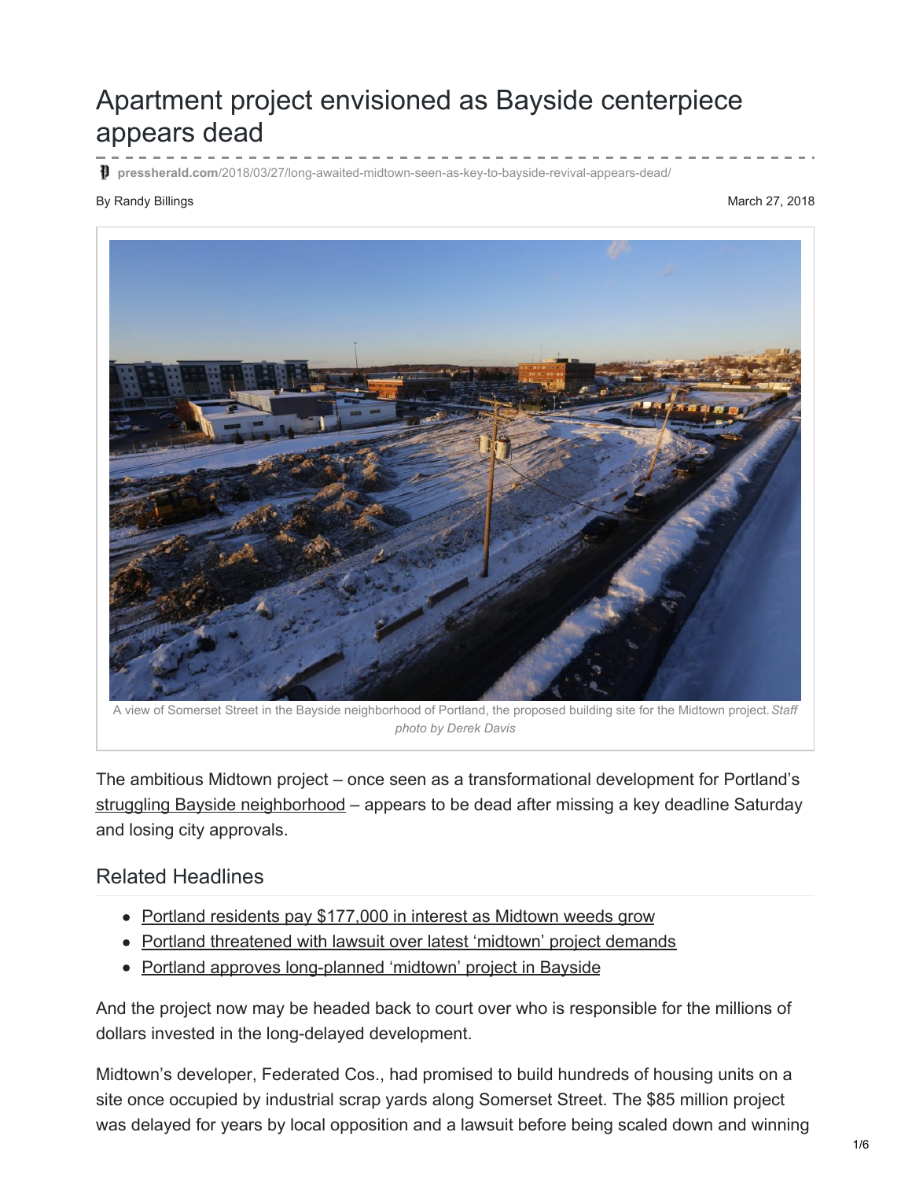# Apartment project envisioned as Bayside centerpiece appears dead

pressherald.com/2018/03/27/long-awaited-midtown-seen-as-key-to-bayside-revival-appears-dead/

By Randy Billings

March 27, 2018

A view of Somerset Street in the Bayside neighborhood of Portland, the proposed building site for the Midtown project. *Staff photo by Derek Davis*

The ambitious Midtown project – once seen as a transformational development for Portland's struggling Bayside neighborhood – appears to be dead after missing a key deadline Saturday and losing city approvals.

## Related Headlines

- Portland residents pay $177,000 in interest as Midtown weeds grow
- Portland threatened with lawsuit over latest 'midtown' project demands
- Portland approves long-planned 'midtown' project in Bayside

And the project now may be headed back to court over who is responsible for the millions of dollars invested in the long-delayed development.

Midtown's developer, Federated Cos., had promised to build hundreds of housing units on a site once occupied by industrial scrap yards along Somerset Street. The $85 million project was delayed for years by local opposition and a lawsuit before being scaled down and winning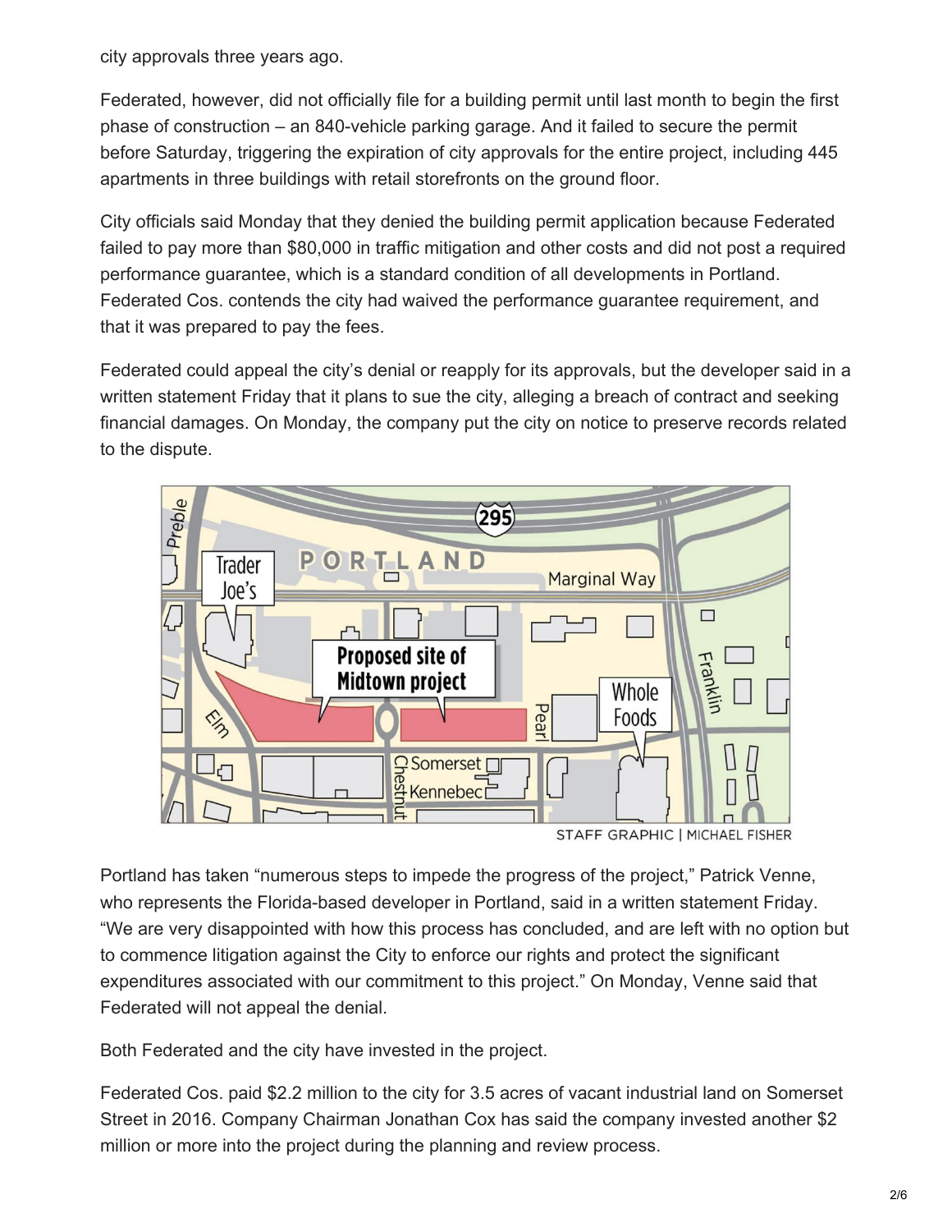city approvals three years ago.

Federated, however, did not officially file for a building permit until last month to begin the first phase of construction – an 840-vehicle parking garage. And it failed to secure the permit before Saturday, triggering the expiration of city approvals for the entire project, including 445 apartments in three buildings with retail storefronts on the ground floor.

City officials said Monday that they denied the building permit application because Federated failed to pay more than $80,000 in traffic mitigation and other costs and did not post a required performance guarantee, which is a standard condition of all developments in Portland. Federated Cos. contends the city had waived the performance guarantee requirement, and that it was prepared to pay the fees.

Federated could appeal the city's denial or reapply for its approvals, but the developer said in a written statement Friday that it plans to sue the city, alleging a breach of contract and seeking financial damages. On Monday, the company put the city on notice to preserve records related to the dispute.

STAFF GRAPHIC | MICHAEL FISHER

Portland has taken "numerous steps to impede the progress of the project," Patrick Venne, who represents the Florida-based developer in Portland, said in a written statement Friday. "We are very disappointed with how this process has concluded, and are left with no option but to commence litigation against the City to enforce our rights and protect the significant expenditures associated with our commitment to this project." On Monday, Venne said that Federated will not appeal the denial.

Both Federated and the city have invested in the project.

Federated Cos. paid $2.2 million to the city for 3.5 acres of vacant industrial land on Somerset Street in 2016. Company Chairman Jonathan Cox has said the company invested another $2 million or more into the project during the planning and review process.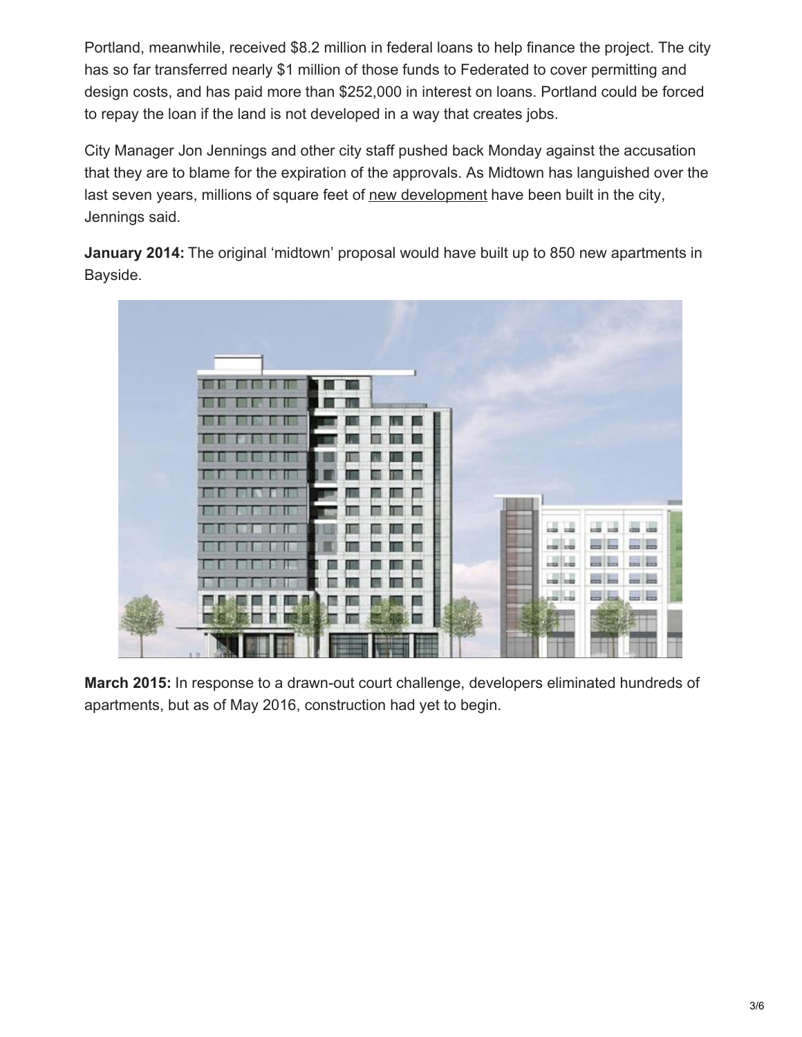Portland, meanwhile, received $8.2 million in federal loans to help finance the project. The city has so far transferred nearly $1 million of those funds to Federated to cover permitting and design costs, and has paid more than $252,000 in interest on loans. Portland could be forced to repay the loan if the land is not developed in a way that creates jobs.

City Manager Jon Jennings and other city staff pushed back Monday against the accusation that they are to blame for the expiration of the approvals. As Midtown has languished over the last seven years, millions of square feet of new development have been built in the city, Jennings said.

**January 2014:** The original 'midtown' proposal would have built up to 850 new apartments in Bayside.

**March 2015:** In response to a drawn-out court challenge, developers eliminated hundreds of apartments, but as of May 2016, construction had yet to begin.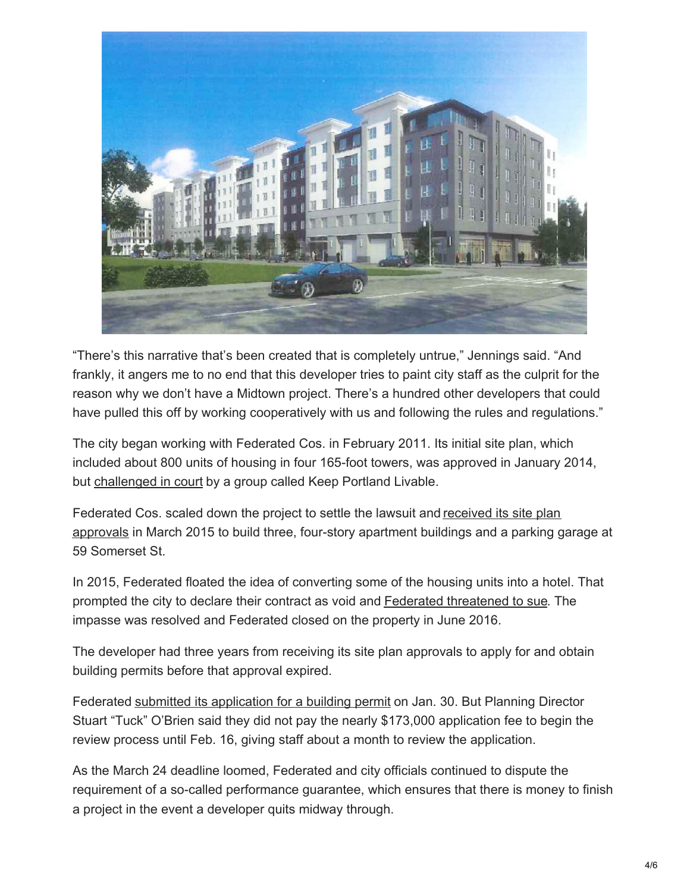"There's this narrative that's been created that is completely untrue," Jennings said. "And frankly, it angers me to no end that this developer tries to paint city staff as the culprit for the reason why we don't have a Midtown project. There's a hundred other developers that could have pulled this off by working cooperatively with us and following the rules and regulations."

The city began working with Federated Cos. in February 2011. Its initial site plan, which included about 800 units of housing in four 165-foot towers, was approved in January 2014, but challenged in court by a group called Keep Portland Livable.

Federated Cos. scaled down the project to settle the lawsuit and received its site plan approvals in March 2015 to build three, four-story apartment buildings and a parking garage at 59 Somerset St.

In 2015, Federated floated the idea of converting some of the housing units into a hotel. That prompted the city to declare their contract as void and Federated threatened to sue. The impasse was resolved and Federated closed on the property in June 2016.

The developer had three years from receiving its site plan approvals to apply for and obtain building permits before that approval expired.

Federated submitted its application for a building permit on Jan. 30. But Planning Director Stuart "Tuck" O'Brien said they did not pay the nearly $173,000 application fee to begin the review process until Feb. 16, giving staff about a month to review the application.

As the March 24 deadline loomed, Federated and city officials continued to dispute the requirement of a so-called performance guarantee, which ensures that there is money to finish a project in the event a developer quits midway through.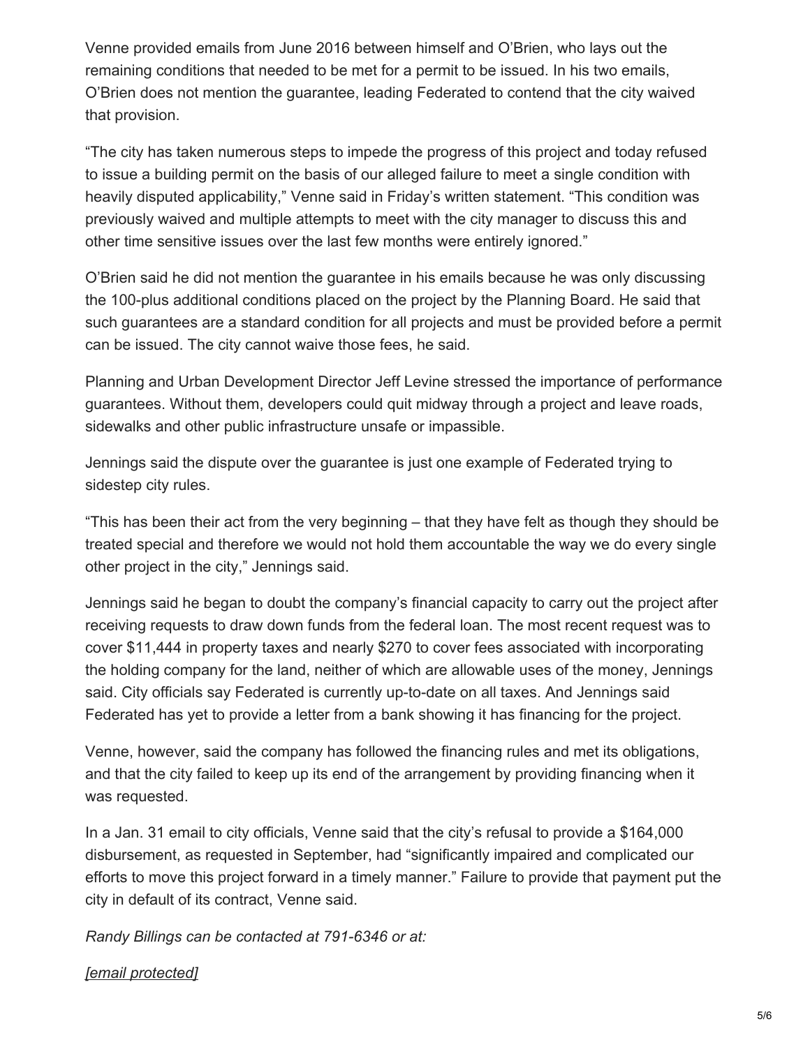Venne provided emails from June 2016 between himself and O'Brien, who lays out the remaining conditions that needed to be met for a permit to be issued. In his two emails, O'Brien does not mention the guarantee, leading Federated to contend that the city waived that provision.

"The city has taken numerous steps to impede the progress of this project and today refused to issue a building permit on the basis of our alleged failure to meet a single condition with heavily disputed applicability," Venne said in Friday's written statement. "This condition was previously waived and multiple attempts to meet with the city manager to discuss this and other time sensitive issues over the last few months were entirely ignored."

O'Brien said he did not mention the guarantee in his emails because he was only discussing the 100-plus additional conditions placed on the project by the Planning Board. He said that such guarantees are a standard condition for all projects and must be provided before a permit can be issued. The city cannot waive those fees, he said.

Planning and Urban Development Director Jeff Levine stressed the importance of performance guarantees. Without them, developers could quit midway through a project and leave roads, sidewalks and other public infrastructure unsafe or impassible.

Jennings said the dispute over the guarantee is just one example of Federated trying to sidestep city rules.

"This has been their act from the very beginning – that they have felt as though they should be treated special and therefore we would not hold them accountable the way we do every single other project in the city," Jennings said.

Jennings said he began to doubt the company's financial capacity to carry out the project after receiving requests to draw down funds from the federal loan. The most recent request was to cover $11,444 in property taxes and nearly $270 to cover fees associated with incorporating the holding company for the land, neither of which are allowable uses of the money, Jennings said. City officials say Federated is currently up-to-date on all taxes. And Jennings said Federated has yet to provide a letter from a bank showing it has financing for the project.

Venne, however, said the company has followed the financing rules and met its obligations, and that the city failed to keep up its end of the arrangement by providing financing when it was requested.

In a Jan. 31 email to city officials, Venne said that the city's refusal to provide a $164,000 disbursement, as requested in September, had "significantly impaired and complicated our efforts to move this project forward in a timely manner." Failure to provide that payment put the city in default of its contract, Venne said.

*Randy Billings can be contacted at 791-6346 or at:*

*[email protected]*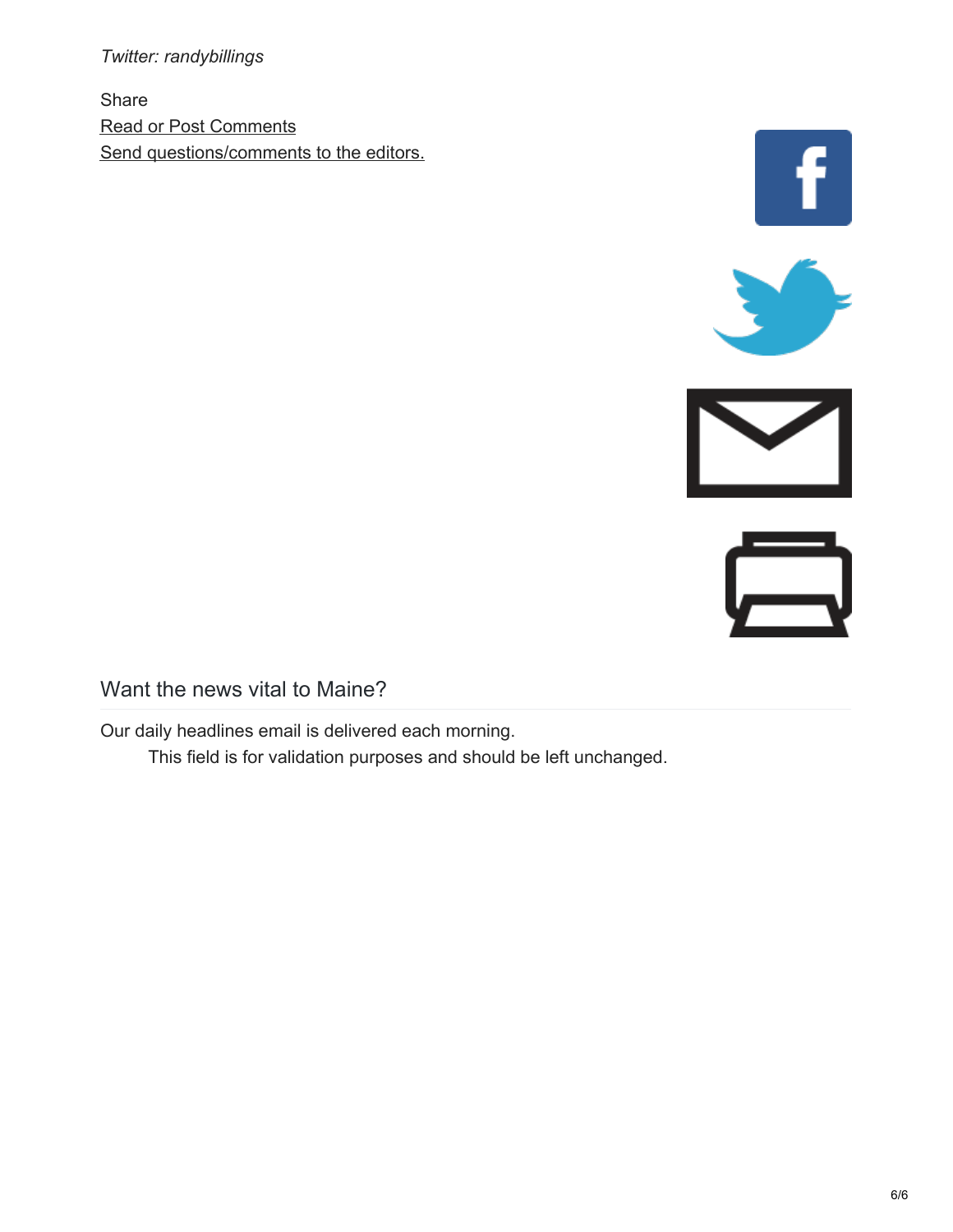*Twitter: randybillings*

Share
Read or Post Comments
Send questions/comments to the editors.

## Want the news vital to Maine?

Our daily headlines email is delivered each morning.

This field is for validation purposes and should be left unchanged.